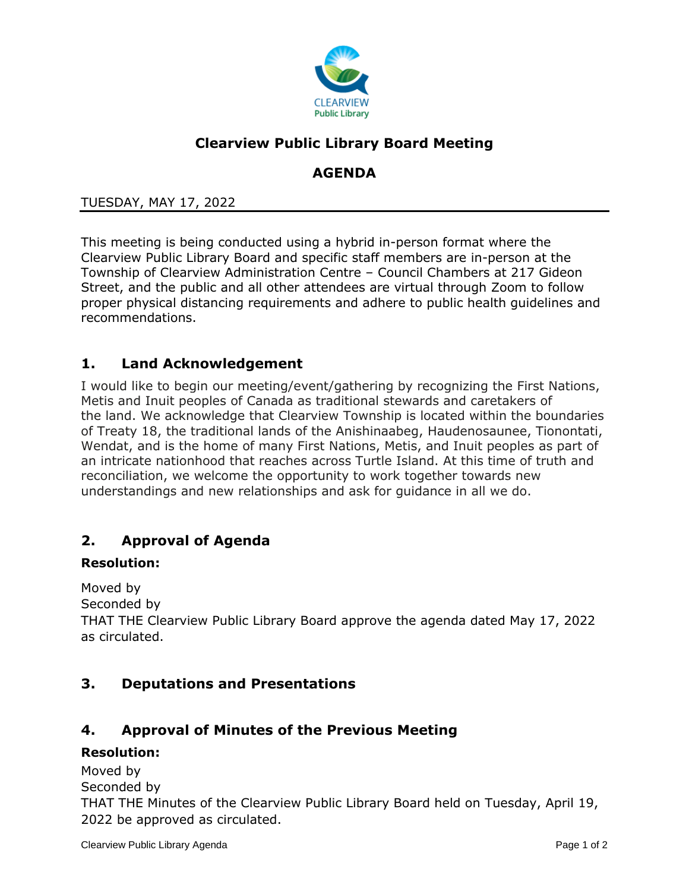CLEARVIEW
Public Library

# Clearview Public Library Board Meeting

## AGENDA

TUESDAY, MAY 17, 2022

This meeting is being conducted using a hybrid in-person format where the Clearview Public Library Board and specific staff members are in-person at the Township of Clearview Administration Centre – Council Chambers at 217 Gideon Street, and the public and all other attendees are virtual through Zoom to follow proper physical distancing requirements and adhere to public health guidelines and recommendations.

## 1. Land Acknowledgement

I would like to begin our meeting/event/gathering by recognizing the First Nations, Metis and Inuit peoples of Canada as traditional stewards and caretakers of the land. We acknowledge that Clearview Township is located within the boundaries of Treaty 18, the traditional lands of the Anishinaabeg, Haudenosaunee, Tionontati, Wendat, and is the home of many First Nations, Metis, and Inuit peoples as part of an intricate nationhood that reaches across Turtle Island. At this time of truth and reconciliation, we welcome the opportunity to work together towards new understandings and new relationships and ask for guidance in all we do.

## 2. Approval of Agenda

**Resolution:**

Moved by
Seconded by
THAT THE Clearview Public Library Board approve the agenda dated May 17, 2022 as circulated.

## 3. Deputations and Presentations

## 4. Approval of Minutes of the Previous Meeting

**Resolution:**

Moved by
Seconded by
THAT THE Minutes of the Clearview Public Library Board held on Tuesday, April 19, 2022 be approved as circulated.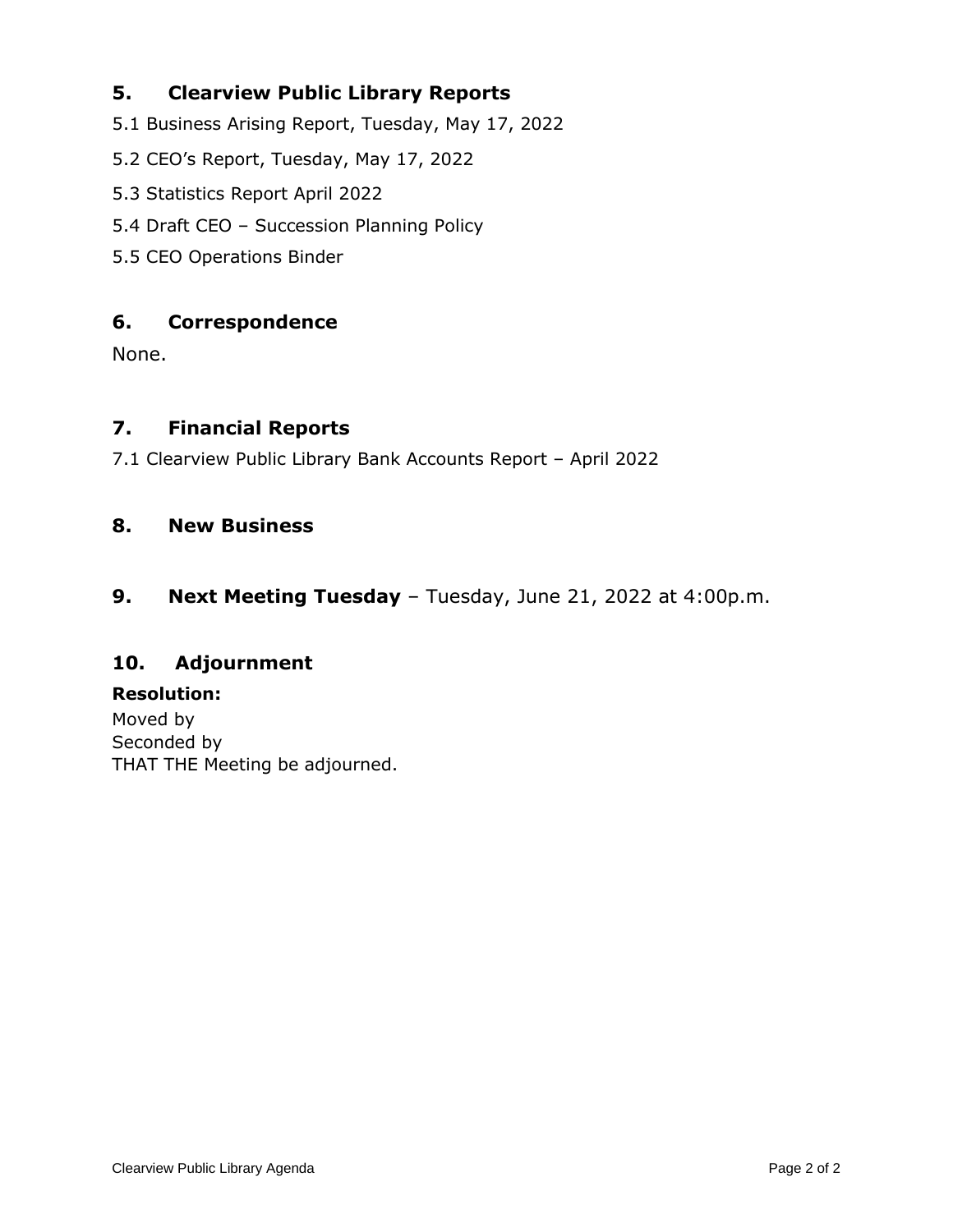## 5. Clearview Public Library Reports

5.1 Business Arising Report, Tuesday, May 17, 2022

5.2 CEO's Report, Tuesday, May 17, 2022

5.3 Statistics Report April 2022

5.4 Draft CEO – Succession Planning Policy

5.5 CEO Operations Binder

## 6. Correspondence

None.

## 7. Financial Reports

7.1 Clearview Public Library Bank Accounts Report – April 2022

## 8. New Business

## 9. Next Meeting Tuesday – Tuesday, June 21, 2022 at 4:00p.m.

## 10. Adjournment

**Resolution:**
Moved by
Seconded by
THAT THE Meeting be adjourned.